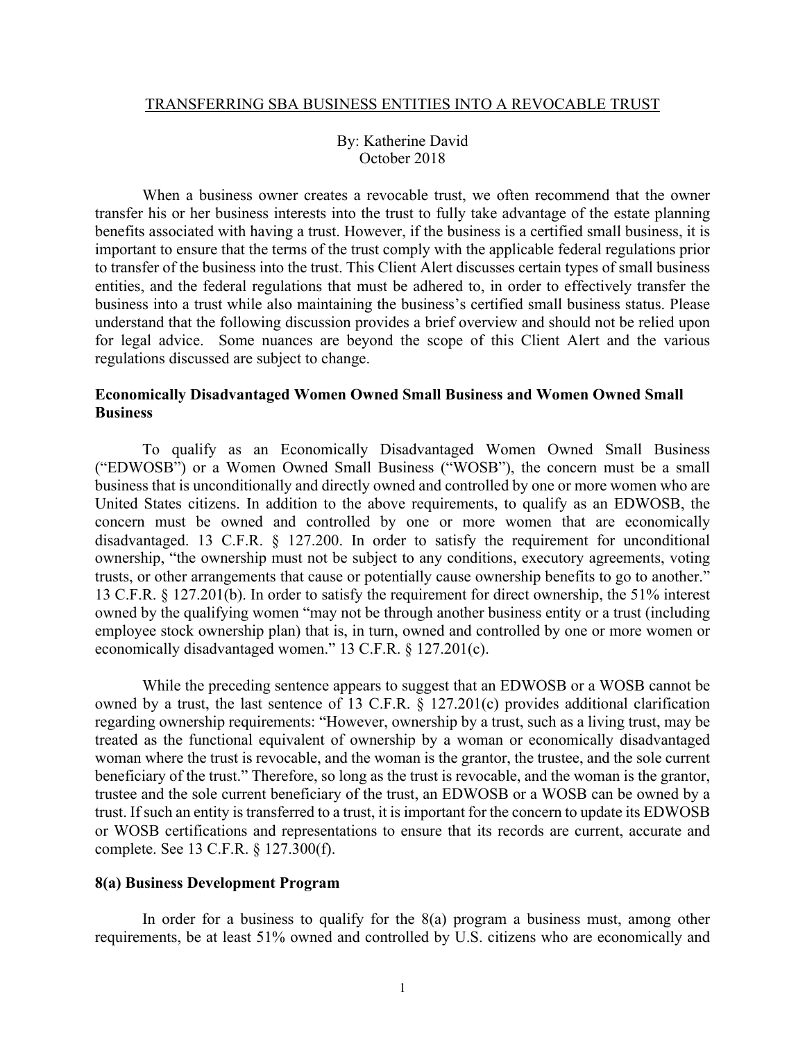# TRANSFERRING SBA BUSINESS ENTITIES INTO A REVOCABLE TRUST

By: Katherine David
October 2018

When a business owner creates a revocable trust, we often recommend that the owner transfer his or her business interests into the trust to fully take advantage of the estate planning benefits associated with having a trust. However, if the business is a certified small business, it is important to ensure that the terms of the trust comply with the applicable federal regulations prior to transfer of the business into the trust. This Client Alert discusses certain types of small business entities, and the federal regulations that must be adhered to, in order to effectively transfer the business into a trust while also maintaining the business's certified small business status. Please understand that the following discussion provides a brief overview and should not be relied upon for legal advice. Some nuances are beyond the scope of this Client Alert and the various regulations discussed are subject to change.

## Economically Disadvantaged Women Owned Small Business and Women Owned Small Business

To qualify as an Economically Disadvantaged Women Owned Small Business ("EDWOSB") or a Women Owned Small Business ("WOSB"), the concern must be a small business that is unconditionally and directly owned and controlled by one or more women who are United States citizens. In addition to the above requirements, to qualify as an EDWOSB, the concern must be owned and controlled by one or more women that are economically disadvantaged. 13 C.F.R. § 127.200. In order to satisfy the requirement for unconditional ownership, "the ownership must not be subject to any conditions, executory agreements, voting trusts, or other arrangements that cause or potentially cause ownership benefits to go to another." 13 C.F.R. § 127.201(b). In order to satisfy the requirement for direct ownership, the 51% interest owned by the qualifying women "may not be through another business entity or a trust (including employee stock ownership plan) that is, in turn, owned and controlled by one or more women or economically disadvantaged women." 13 C.F.R. § 127.201(c).

While the preceding sentence appears to suggest that an EDWOSB or a WOSB cannot be owned by a trust, the last sentence of 13 C.F.R. § 127.201(c) provides additional clarification regarding ownership requirements: "However, ownership by a trust, such as a living trust, may be treated as the functional equivalent of ownership by a woman or economically disadvantaged woman where the trust is revocable, and the woman is the grantor, the trustee, and the sole current beneficiary of the trust." Therefore, so long as the trust is revocable, and the woman is the grantor, trustee and the sole current beneficiary of the trust, an EDWOSB or a WOSB can be owned by a trust. If such an entity is transferred to a trust, it is important for the concern to update its EDWOSB or WOSB certifications and representations to ensure that its records are current, accurate and complete. See 13 C.F.R. § 127.300(f).

## 8(a) Business Development Program

In order for a business to qualify for the 8(a) program a business must, among other requirements, be at least 51% owned and controlled by U.S. citizens who are economically and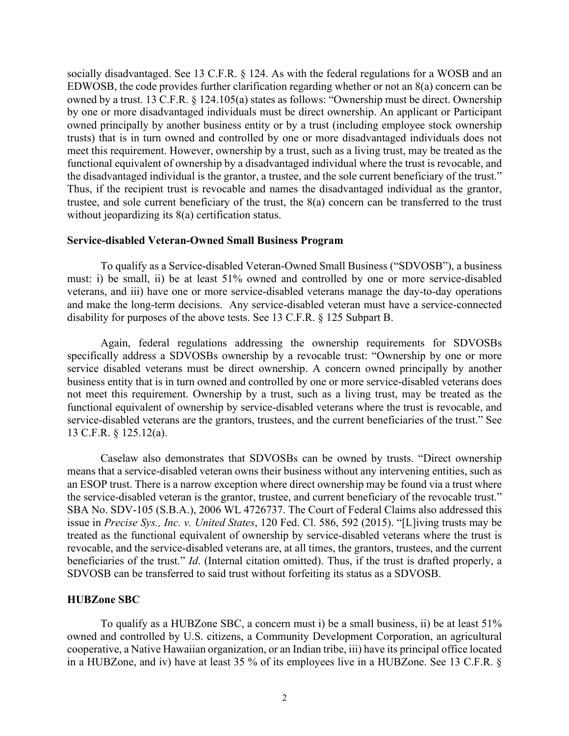socially disadvantaged. See 13 C.F.R. § 124. As with the federal regulations for a WOSB and an EDWOSB, the code provides further clarification regarding whether or not an 8(a) concern can be owned by a trust. 13 C.F.R. § 124.105(a) states as follows: "Ownership must be direct. Ownership by one or more disadvantaged individuals must be direct ownership. An applicant or Participant owned principally by another business entity or by a trust (including employee stock ownership trusts) that is in turn owned and controlled by one or more disadvantaged individuals does not meet this requirement. However, ownership by a trust, such as a living trust, may be treated as the functional equivalent of ownership by a disadvantaged individual where the trust is revocable, and the disadvantaged individual is the grantor, a trustee, and the sole current beneficiary of the trust." Thus, if the recipient trust is revocable and names the disadvantaged individual as the grantor, trustee, and sole current beneficiary of the trust, the 8(a) concern can be transferred to the trust without jeopardizing its 8(a) certification status.

**Service-disabled Veteran-Owned Small Business Program**

To qualify as a Service-disabled Veteran-Owned Small Business ("SDVOSB"), a business must: i) be small, ii) be at least 51% owned and controlled by one or more service-disabled veterans, and iii) have one or more service-disabled veterans manage the day-to-day operations and make the long-term decisions. Any service-disabled veteran must have a service-connected disability for purposes of the above tests. See 13 C.F.R. § 125 Subpart B.

Again, federal regulations addressing the ownership requirements for SDVOSBs specifically address a SDVOSBs ownership by a revocable trust: "Ownership by one or more service disabled veterans must be direct ownership. A concern owned principally by another business entity that is in turn owned and controlled by one or more service-disabled veterans does not meet this requirement. Ownership by a trust, such as a living trust, may be treated as the functional equivalent of ownership by service-disabled veterans where the trust is revocable, and service-disabled veterans are the grantors, trustees, and the current beneficiaries of the trust." See 13 C.F.R. § 125.12(a).

Caselaw also demonstrates that SDVOSBs can be owned by trusts. "Direct ownership means that a service-disabled veteran owns their business without any intervening entities, such as an ESOP trust. There is a narrow exception where direct ownership may be found via a trust where the service-disabled veteran is the grantor, trustee, and current beneficiary of the revocable trust." SBA No. SDV-105 (S.B.A.), 2006 WL 4726737. The Court of Federal Claims also addressed this issue in *Precise Sys., Inc. v. United States*, 120 Fed. Cl. 586, 592 (2015). "[L]iving trusts may be treated as the functional equivalent of ownership by service-disabled veterans where the trust is revocable, and the service-disabled veterans are, at all times, the grantors, trustees, and the current beneficiaries of the trust." *Id*. (Internal citation omitted). Thus, if the trust is drafted properly, a SDVOSB can be transferred to said trust without forfeiting its status as a SDVOSB.

**HUBZone SBC**

To qualify as a HUBZone SBC, a concern must i) be a small business, ii) be at least 51% owned and controlled by U.S. citizens, a Community Development Corporation, an agricultural cooperative, a Native Hawaiian organization, or an Indian tribe, iii) have its principal office located in a HUBZone, and iv) have at least 35 % of its employees live in a HUBZone. See 13 C.F.R. §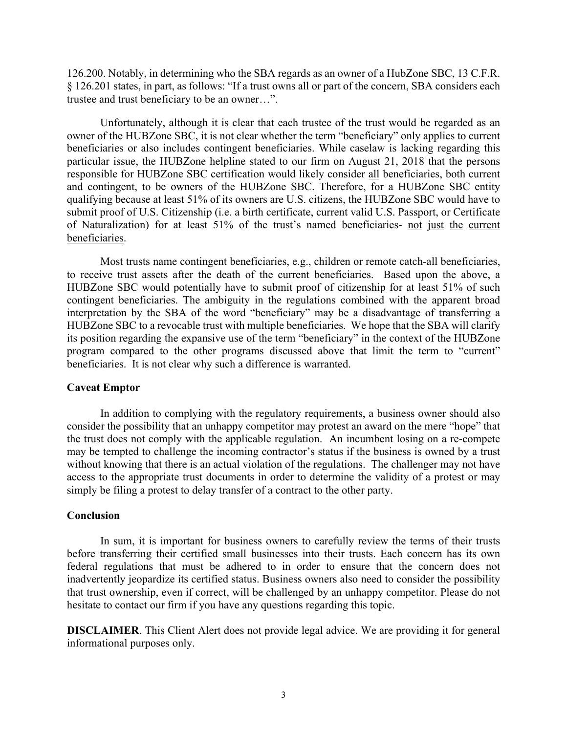126.200. Notably, in determining who the SBA regards as an owner of a HubZone SBC, 13 C.F.R. § 126.201 states, in part, as follows: "If a trust owns all or part of the concern, SBA considers each trustee and trust beneficiary to be an owner…".

Unfortunately, although it is clear that each trustee of the trust would be regarded as an owner of the HUBZone SBC, it is not clear whether the term "beneficiary" only applies to current beneficiaries or also includes contingent beneficiaries. While caselaw is lacking regarding this particular issue, the HUBZone helpline stated to our firm on August 21, 2018 that the persons responsible for HUBZone SBC certification would likely consider <u>all</u> beneficiaries, both current and contingent, to be owners of the HUBZone SBC. Therefore, for a HUBZone SBC entity qualifying because at least 51% of its owners are U.S. citizens, the HUBZone SBC would have to submit proof of U.S. Citizenship (i.e. a birth certificate, current valid U.S. Passport, or Certificate of Naturalization) for at least 51% of the trust's named beneficiaries- <u>not just the current beneficiaries</u>.

Most trusts name contingent beneficiaries, e.g., children or remote catch-all beneficiaries, to receive trust assets after the death of the current beneficiaries. Based upon the above, a HUBZone SBC would potentially have to submit proof of citizenship for at least 51% of such contingent beneficiaries. The ambiguity in the regulations combined with the apparent broad interpretation by the SBA of the word "beneficiary" may be a disadvantage of transferring a HUBZone SBC to a revocable trust with multiple beneficiaries. We hope that the SBA will clarify its position regarding the expansive use of the term "beneficiary" in the context of the HUBZone program compared to the other programs discussed above that limit the term to "current" beneficiaries. It is not clear why such a difference is warranted.

**Caveat Emptor**

In addition to complying with the regulatory requirements, a business owner should also consider the possibility that an unhappy competitor may protest an award on the mere "hope" that the trust does not comply with the applicable regulation. An incumbent losing on a re-compete may be tempted to challenge the incoming contractor's status if the business is owned by a trust without knowing that there is an actual violation of the regulations. The challenger may not have access to the appropriate trust documents in order to determine the validity of a protest or may simply be filing a protest to delay transfer of a contract to the other party.

**Conclusion**

In sum, it is important for business owners to carefully review the terms of their trusts before transferring their certified small businesses into their trusts. Each concern has its own federal regulations that must be adhered to in order to ensure that the concern does not inadvertently jeopardize its certified status. Business owners also need to consider the possibility that trust ownership, even if correct, will be challenged by an unhappy competitor. Please do not hesitate to contact our firm if you have any questions regarding this topic.

**DISCLAIMER**. This Client Alert does not provide legal advice. We are providing it for general informational purposes only.